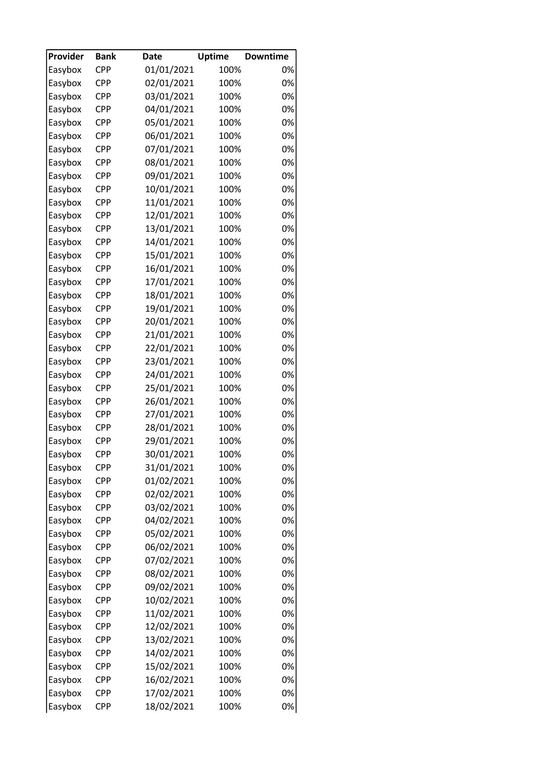| Provider | Bank | Date | Uptime | Downtime |
|---|---|---|---|---|
| Easybox | CPP | 01/01/2021 | 100% | 0% |
| Easybox | CPP | 02/01/2021 | 100% | 0% |
| Easybox | CPP | 03/01/2021 | 100% | 0% |
| Easybox | CPP | 04/01/2021 | 100% | 0% |
| Easybox | CPP | 05/01/2021 | 100% | 0% |
| Easybox | CPP | 06/01/2021 | 100% | 0% |
| Easybox | CPP | 07/01/2021 | 100% | 0% |
| Easybox | CPP | 08/01/2021 | 100% | 0% |
| Easybox | CPP | 09/01/2021 | 100% | 0% |
| Easybox | CPP | 10/01/2021 | 100% | 0% |
| Easybox | CPP | 11/01/2021 | 100% | 0% |
| Easybox | CPP | 12/01/2021 | 100% | 0% |
| Easybox | CPP | 13/01/2021 | 100% | 0% |
| Easybox | CPP | 14/01/2021 | 100% | 0% |
| Easybox | CPP | 15/01/2021 | 100% | 0% |
| Easybox | CPP | 16/01/2021 | 100% | 0% |
| Easybox | CPP | 17/01/2021 | 100% | 0% |
| Easybox | CPP | 18/01/2021 | 100% | 0% |
| Easybox | CPP | 19/01/2021 | 100% | 0% |
| Easybox | CPP | 20/01/2021 | 100% | 0% |
| Easybox | CPP | 21/01/2021 | 100% | 0% |
| Easybox | CPP | 22/01/2021 | 100% | 0% |
| Easybox | CPP | 23/01/2021 | 100% | 0% |
| Easybox | CPP | 24/01/2021 | 100% | 0% |
| Easybox | CPP | 25/01/2021 | 100% | 0% |
| Easybox | CPP | 26/01/2021 | 100% | 0% |
| Easybox | CPP | 27/01/2021 | 100% | 0% |
| Easybox | CPP | 28/01/2021 | 100% | 0% |
| Easybox | CPP | 29/01/2021 | 100% | 0% |
| Easybox | CPP | 30/01/2021 | 100% | 0% |
| Easybox | CPP | 31/01/2021 | 100% | 0% |
| Easybox | CPP | 01/02/2021 | 100% | 0% |
| Easybox | CPP | 02/02/2021 | 100% | 0% |
| Easybox | CPP | 03/02/2021 | 100% | 0% |
| Easybox | CPP | 04/02/2021 | 100% | 0% |
| Easybox | CPP | 05/02/2021 | 100% | 0% |
| Easybox | CPP | 06/02/2021 | 100% | 0% |
| Easybox | CPP | 07/02/2021 | 100% | 0% |
| Easybox | CPP | 08/02/2021 | 100% | 0% |
| Easybox | CPP | 09/02/2021 | 100% | 0% |
| Easybox | CPP | 10/02/2021 | 100% | 0% |
| Easybox | CPP | 11/02/2021 | 100% | 0% |
| Easybox | CPP | 12/02/2021 | 100% | 0% |
| Easybox | CPP | 13/02/2021 | 100% | 0% |
| Easybox | CPP | 14/02/2021 | 100% | 0% |
| Easybox | CPP | 15/02/2021 | 100% | 0% |
| Easybox | CPP | 16/02/2021 | 100% | 0% |
| Easybox | CPP | 17/02/2021 | 100% | 0% |
| Easybox | CPP | 18/02/2021 | 100% | 0% |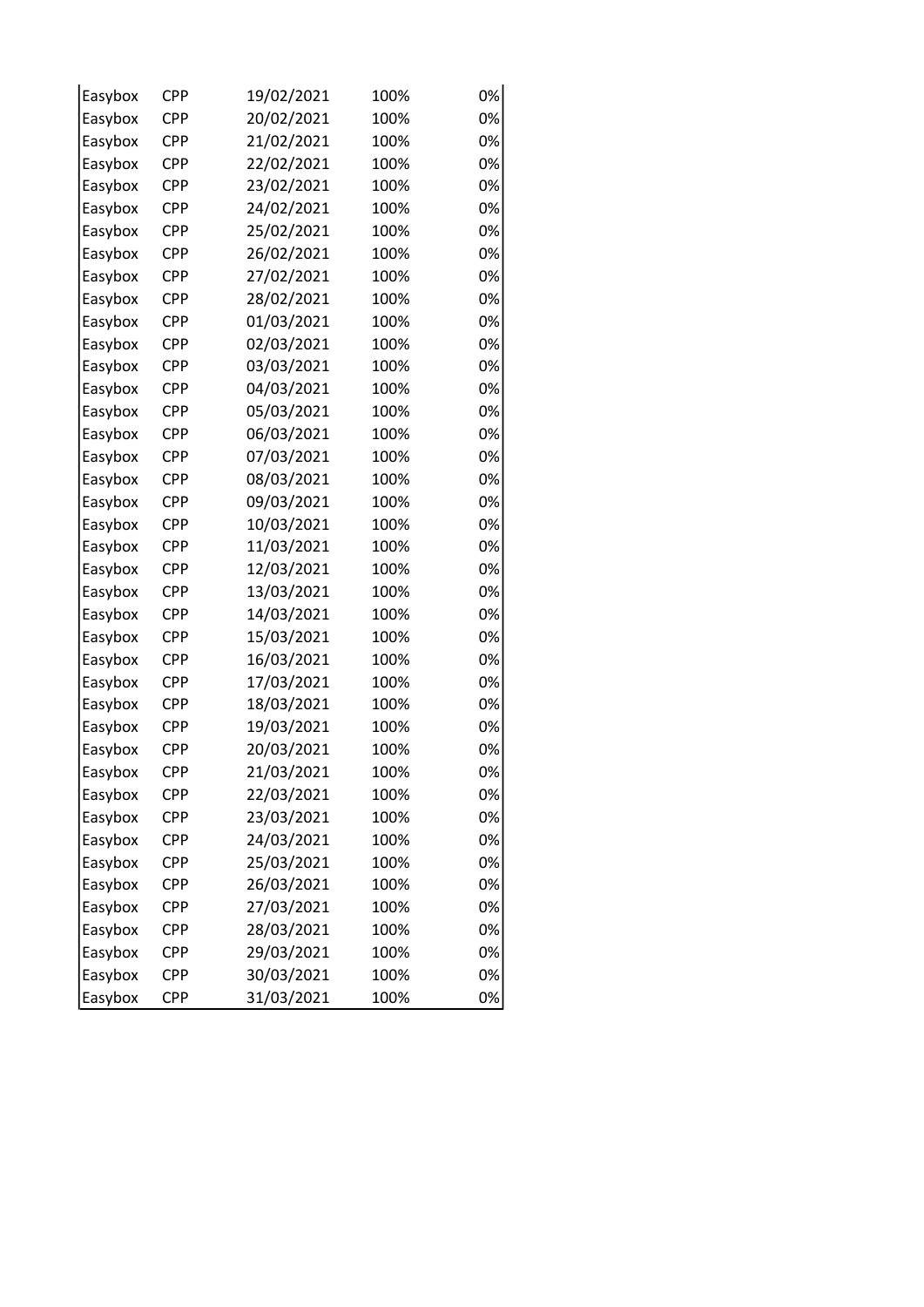| | | | | |
|---|---|---|---|---|
| Easybox | CPP | 19/02/2021 | 100% | 0% |
| Easybox | CPP | 20/02/2021 | 100% | 0% |
| Easybox | CPP | 21/02/2021 | 100% | 0% |
| Easybox | CPP | 22/02/2021 | 100% | 0% |
| Easybox | CPP | 23/02/2021 | 100% | 0% |
| Easybox | CPP | 24/02/2021 | 100% | 0% |
| Easybox | CPP | 25/02/2021 | 100% | 0% |
| Easybox | CPP | 26/02/2021 | 100% | 0% |
| Easybox | CPP | 27/02/2021 | 100% | 0% |
| Easybox | CPP | 28/02/2021 | 100% | 0% |
| Easybox | CPP | 01/03/2021 | 100% | 0% |
| Easybox | CPP | 02/03/2021 | 100% | 0% |
| Easybox | CPP | 03/03/2021 | 100% | 0% |
| Easybox | CPP | 04/03/2021 | 100% | 0% |
| Easybox | CPP | 05/03/2021 | 100% | 0% |
| Easybox | CPP | 06/03/2021 | 100% | 0% |
| Easybox | CPP | 07/03/2021 | 100% | 0% |
| Easybox | CPP | 08/03/2021 | 100% | 0% |
| Easybox | CPP | 09/03/2021 | 100% | 0% |
| Easybox | CPP | 10/03/2021 | 100% | 0% |
| Easybox | CPP | 11/03/2021 | 100% | 0% |
| Easybox | CPP | 12/03/2021 | 100% | 0% |
| Easybox | CPP | 13/03/2021 | 100% | 0% |
| Easybox | CPP | 14/03/2021 | 100% | 0% |
| Easybox | CPP | 15/03/2021 | 100% | 0% |
| Easybox | CPP | 16/03/2021 | 100% | 0% |
| Easybox | CPP | 17/03/2021 | 100% | 0% |
| Easybox | CPP | 18/03/2021 | 100% | 0% |
| Easybox | CPP | 19/03/2021 | 100% | 0% |
| Easybox | CPP | 20/03/2021 | 100% | 0% |
| Easybox | CPP | 21/03/2021 | 100% | 0% |
| Easybox | CPP | 22/03/2021 | 100% | 0% |
| Easybox | CPP | 23/03/2021 | 100% | 0% |
| Easybox | CPP | 24/03/2021 | 100% | 0% |
| Easybox | CPP | 25/03/2021 | 100% | 0% |
| Easybox | CPP | 26/03/2021 | 100% | 0% |
| Easybox | CPP | 27/03/2021 | 100% | 0% |
| Easybox | CPP | 28/03/2021 | 100% | 0% |
| Easybox | CPP | 29/03/2021 | 100% | 0% |
| Easybox | CPP | 30/03/2021 | 100% | 0% |
| Easybox | CPP | 31/03/2021 | 100% | 0% |